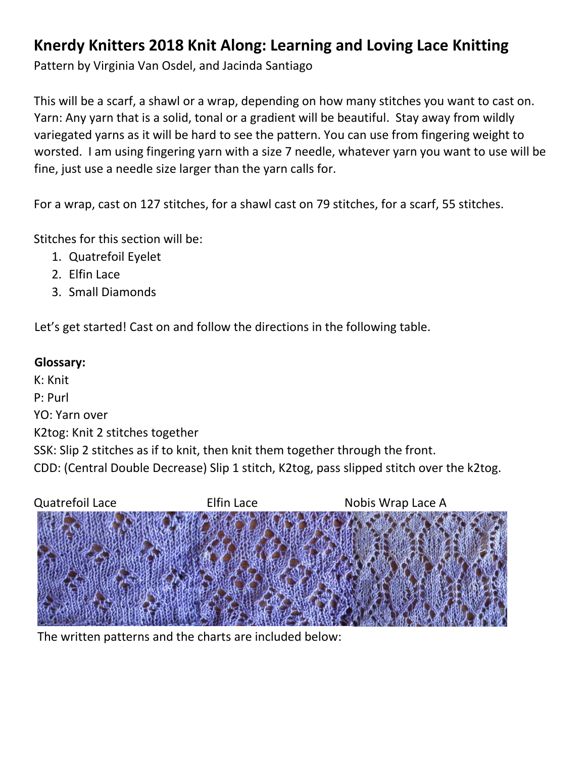# Knerdy Knitters 2018 Knit Along: Learning and Loving Lace Knitting

Pattern by Virginia Van Osdel, and Jacinda Santiago

This will be a scarf, a shawl or a wrap, depending on how many stitches you want to cast on. Yarn: Any yarn that is a solid, tonal or a gradient will be beautiful. Stay away from wildly variegated yarns as it will be hard to see the pattern. You can use from fingering weight to worsted. I am using fingering yarn with a size 7 needle, whatever yarn you want to use will be fine, just use a needle size larger than the yarn calls for.

For a wrap, cast on 127 stitches, for a shawl cast on 79 stitches, for a scarf, 55 stitches.

Stitches for this section will be:

1. Quatrefoil Eyelet
2. Elfin Lace
3. Small Diamonds

Let's get started! Cast on and follow the directions in the following table.

**Glossary:**

K: Knit
P: Purl
YO: Yarn over
K2tog: Knit 2 stitches together
SSK: Slip 2 stitches as if to knit, then knit them together through the front.
CDD: (Central Double Decrease) Slip 1 stitch, K2tog, pass slipped stitch over the k2tog.

Quatrefoil Lace    Elfin Lace    Nobis Wrap Lace A

The written patterns and the charts are included below: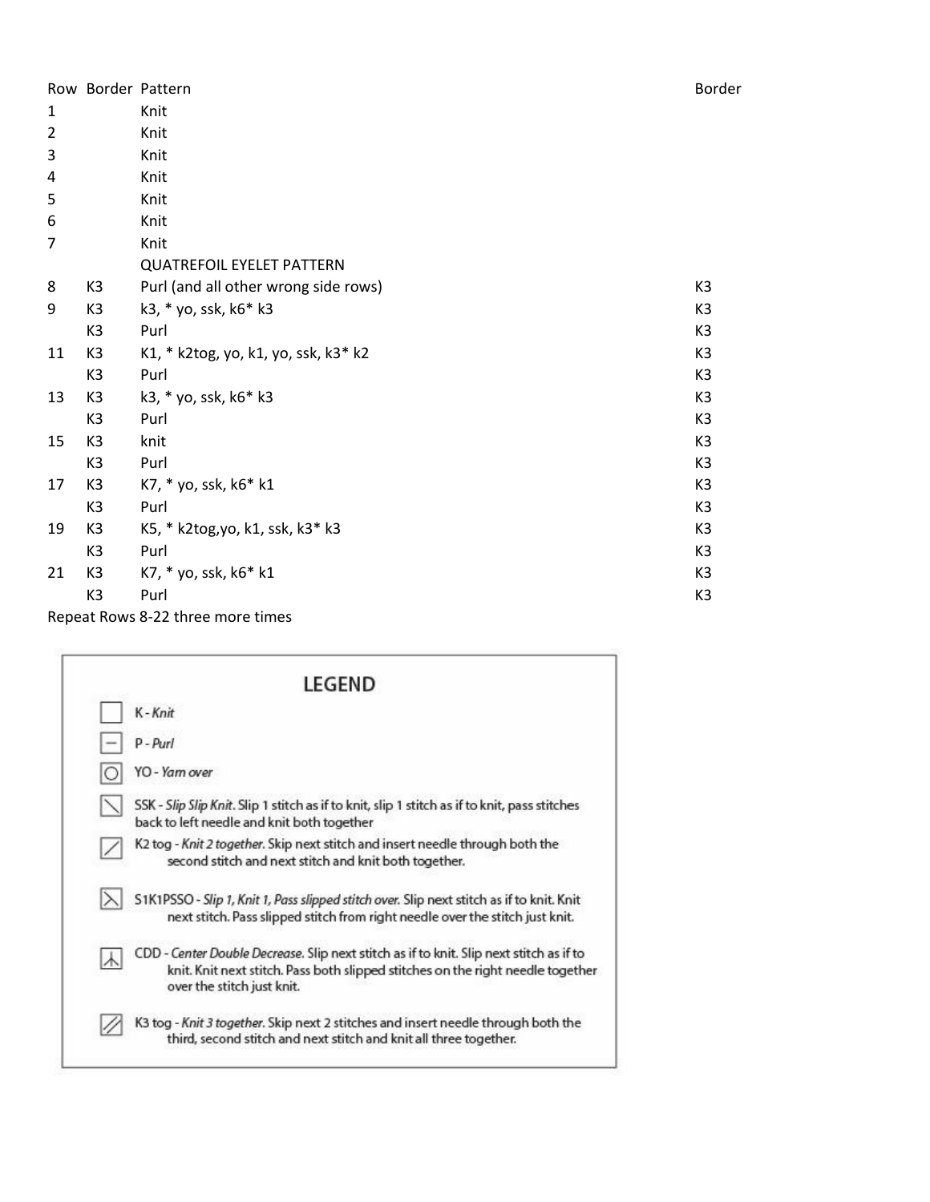| Row | Border | Pattern | Border |
|---|---|---|---|
| 1 | | Knit | |
| 2 | | Knit | |
| 3 | | Knit | |
| 4 | | Knit | |
| 5 | | Knit | |
| 6 | | Knit | |
| 7 | | Knit | |
| | | QUATREFOIL EYELET PATTERN | |
| 8 | K3 | Purl (and all other wrong side rows) | K3 |
| 9 | K3 | k3, * yo, ssk, k6* k3 | K3 |
| | K3 | Purl | K3 |
| 11 | K3 | K1, * k2tog, yo, k1, yo, ssk, k3* k2 | K3 |
| | K3 | Purl | K3 |
| 13 | K3 | k3, * yo, ssk, k6* k3 | K3 |
| | K3 | Purl | K3 |
| 15 | K3 | knit | K3 |
| | K3 | Purl | K3 |
| 17 | K3 | K7, * yo, ssk, k6* k1 | K3 |
| | K3 | Purl | K3 |
| 19 | K3 | K5, * k2tog,yo, k1, ssk, k3* k3 | K3 |
| | K3 | Purl | K3 |
| 21 | K3 | K7, * yo, ssk, k6* k1 | K3 |
| | K3 | Purl | K3 |

Repeat Rows 8-22 three more times

## LEGEND

- K - *Knit*
- P - *Purl*
- YO - *Yarn over*
- SSK - *Slip Slip Knit*. Slip 1 stitch as if to knit, slip 1 stitch as if to knit, pass stitches back to left needle and knit both together
- K2 tog - *Knit 2 together*. Skip next stitch and insert needle through both the second stitch and next stitch and knit both together.
- S1K1PSSO - *Slip 1, Knit 1, Pass slipped stitch over*. Slip next stitch as if to knit. Knit next stitch. Pass slipped stitch from right needle over the stitch just knit.
- CDD - *Center Double Decrease*. Slip next stitch as if to knit. Slip next stitch as if to knit. Knit next stitch. Pass both slipped stitches on the right needle together over the stitch just knit.
- K3 tog - *Knit 3 together*. Skip next 2 stitches and insert needle through both the third, second stitch and next stitch and knit all three together.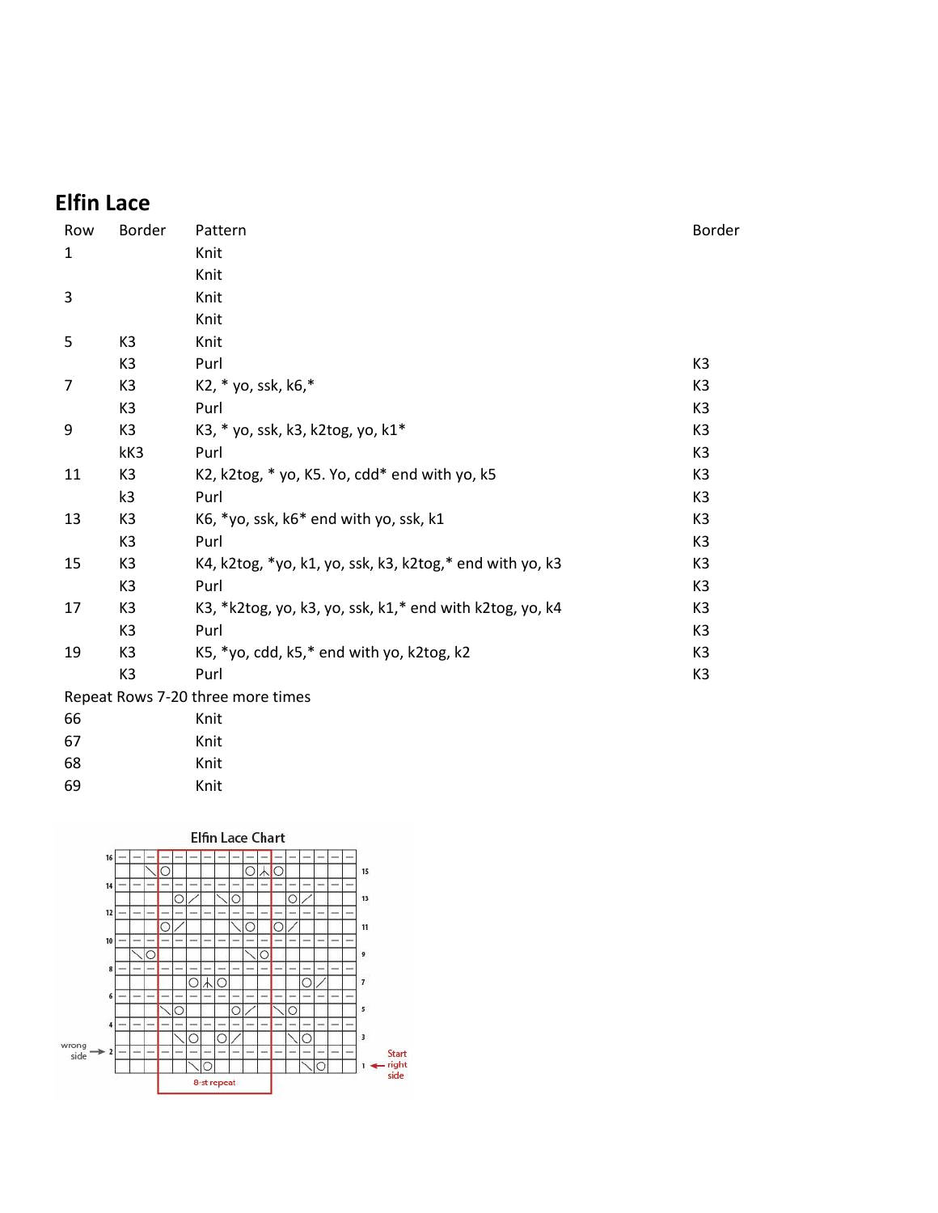## Elfin Lace

| Row | Border | Pattern | Border |
|---|---|---|---|
| 1 | | Knit | |
| | | Knit | |
| 3 | | Knit | |
| | | Knit | |
| 5 | K3 | Knit | |
| | K3 | Purl | K3 |
| 7 | K3 | K2, * yo, ssk, k6,* | K3 |
| | K3 | Purl | K3 |
| 9 | K3 | K3, * yo, ssk, k3, k2tog, yo, k1* | K3 |
| | kK3 | Purl | K3 |
| 11 | K3 | K2, k2tog, * yo, K5. Yo, cdd* end with yo, k5 | K3 |
| | k3 | Purl | K3 |
| 13 | K3 | K6, *yo, ssk, k6* end with yo, ssk, k1 | K3 |
| | K3 | Purl | K3 |
| 15 | K3 | K4, k2tog, *yo, k1, yo, ssk, k3, k2tog,* end with yo, k3 | K3 |
| | K3 | Purl | K3 |
| 17 | K3 | K3, *k2tog, yo, k3, yo, ssk, k1,* end with k2tog, yo, k4 | K3 |
| | K3 | Purl | K3 |
| 19 | K3 | K5, *yo, cdd, k5,* end with yo, k2tog, k2 | K3 |
| | K3 | Purl | K3 |

Repeat Rows 7-20 three more times

| Row | Border | Pattern | Border |
|---|---|---|---|
| 66 | | Knit | |
| 67 | | Knit | |
| 68 | | Knit | |
| 69 | | Knit | |

Elfin Lace Chart

wrong side → 2

Start ← right side 1

8-st repeat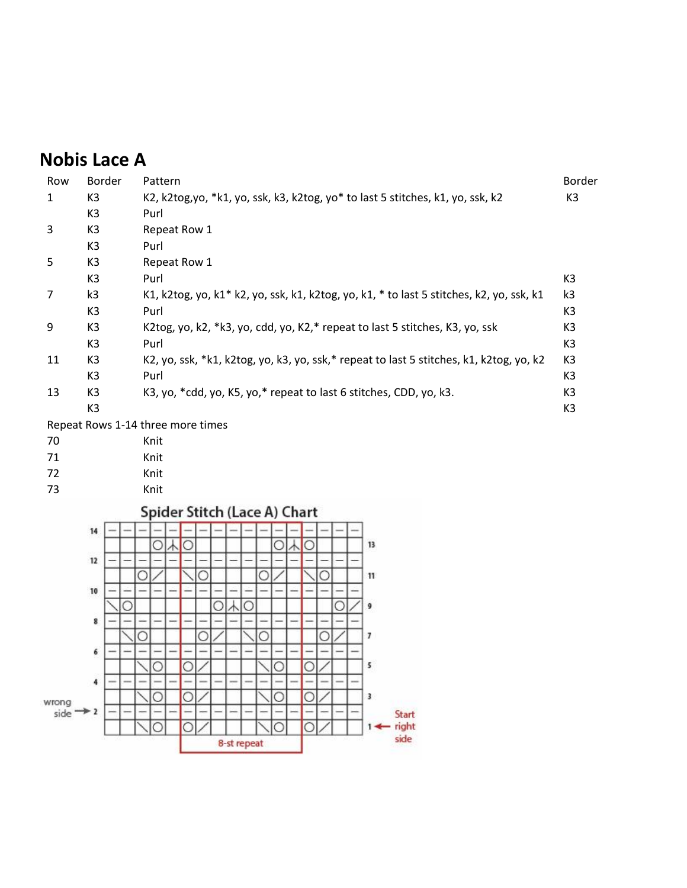# Nobis Lace A

| Row | Border | Pattern | Border |
|---|---|---|---|
| 1 | K3 | K2, k2tog,yo, *k1, yo, ssk, k3, k2tog, yo* to last 5 stitches, k1, yo, ssk, k2 | K3 |
| | K3 | Purl | |
| 3 | K3 | Repeat Row 1 | |
| | K3 | Purl | |
| 5 | K3 | Repeat Row 1 | |
| | K3 | Purl | K3 |
| 7 | k3 | K1, k2tog, yo, k1* k2, yo, ssk, k1, k2tog, yo, k1, * to last 5 stitches, k2, yo, ssk, k1 | k3 |
| | K3 | Purl | K3 |
| 9 | K3 | K2tog, yo, k2, *k3, yo, cdd, yo, K2,* repeat to last 5 stitches, K3, yo, ssk | K3 |
| | K3 | Purl | K3 |
| 11 | K3 | K2, yo, ssk, *k1, k2tog, yo, k3, yo, ssk,* repeat to last 5 stitches, k1, k2tog, yo, k2 | K3 |
| | K3 | Purl | K3 |
| 13 | K3 | K3, yo, *cdd, yo, K5, yo,* repeat to last 6 stitches, CDD, yo, k3. | K3 |
| | K3 | | K3 |

Repeat Rows 1-14 three more times

| | | | |
|---|---|---|---|
| 70 | | Knit | |
| 71 | | Knit | |
| 72 | | Knit | |
| 73 | | Knit | |

Spider Stitch (Lace A) Chart

14
13
12
11
10
9
8
7
6
5
4
3
wrong side → 2
1 ← Start right side
8-st repeat